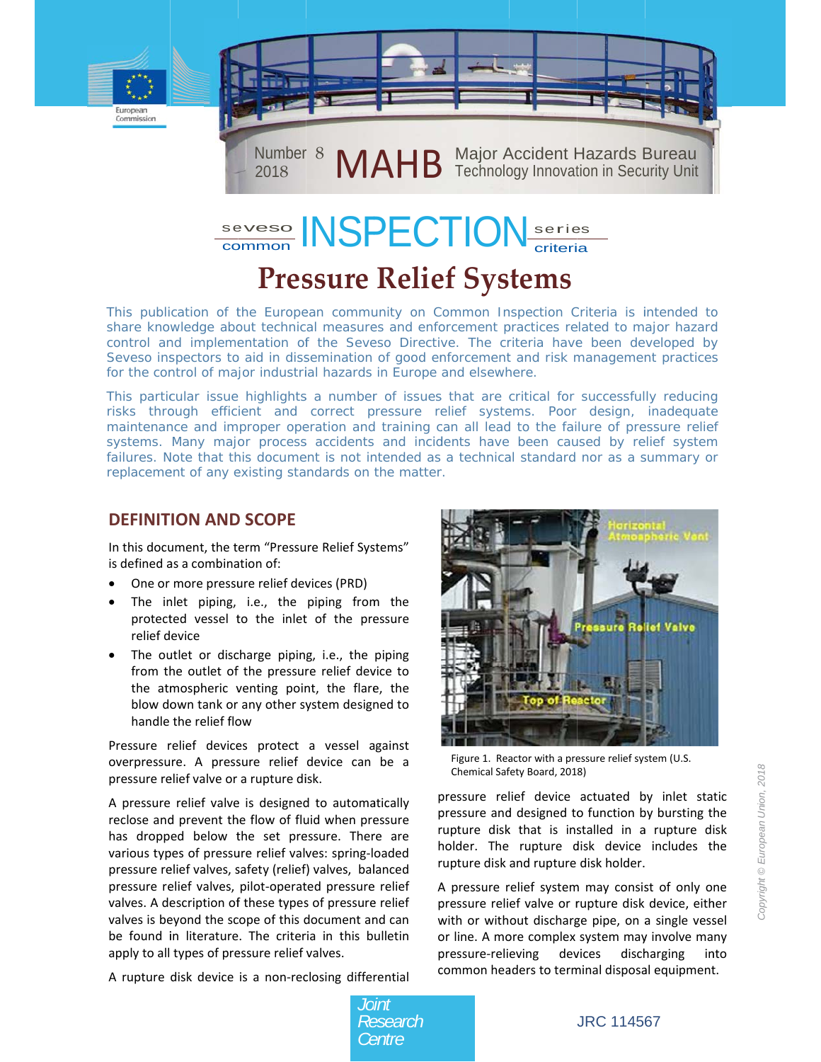Number 8
2018

# MAHB Major Accident Hazards Bureau
Technology Innovation in Security Unit

seveso common INSPECTION series criteria

# Pressure Relief Systems

This publication of the European community on Common Inspection Criteria is intended to share knowledge about technical measures and enforcement practices related to major hazard control and implementation of the Seveso Directive. The criteria have been developed by Seveso inspectors to aid in dissemination of good enforcement and risk management practices for the control of major industrial hazards in Europe and elsewhere.

This particular issue highlights a number of issues that are critical for successfully reducing risks through efficient and correct pressure relief systems. Poor design, inadequate maintenance and improper operation and training can all lead to the failure of pressure relief systems. Many major process accidents and incidents have been caused by relief system failures. Note that this document is not intended as a technical standard nor as a summary or replacement of any existing standards on the matter.

## DEFINITION AND SCOPE

In this document, the term "Pressure Relief Systems" is defined as a combination of:

- One or more pressure relief devices (PRD)
- The inlet piping, i.e., the piping from the protected vessel to the inlet of the pressure relief device
- The outlet or discharge piping, i.e., the piping from the outlet of the pressure relief device to the atmospheric venting point, the flare, the blow down tank or any other system designed to handle the relief flow

Pressure relief devices protect a vessel against overpressure. A pressure relief device can be a pressure relief valve or a rupture disk.

A pressure relief valve is designed to automatically reclose and prevent the flow of fluid when pressure has dropped below the set pressure. There are various types of pressure relief valves: spring-loaded pressure relief valves, safety (relief) valves, balanced pressure relief valves, pilot-operated pressure relief valves. A description of these types of pressure relief valves is beyond the scope of this document and can be found in literature. The criteria in this bulletin apply to all types of pressure relief valves.

A rupture disk device is a non-reclosing differential pressure relief device actuated by inlet static pressure and designed to function by bursting the rupture disk that is installed in a rupture disk holder. The rupture disk device includes the rupture disk and rupture disk holder.

Figure 1. Reactor with a pressure relief system (U.S. Chemical Safety Board, 2018)

A pressure relief system may consist of only one pressure relief valve or rupture disk device, either with or without discharge pipe, on a single vessel or line. A more complex system may involve many pressure-relieving devices discharging into common headers to terminal disposal equipment.

Copyright © European Union, 2018

Joint Research Centre

JRC 114567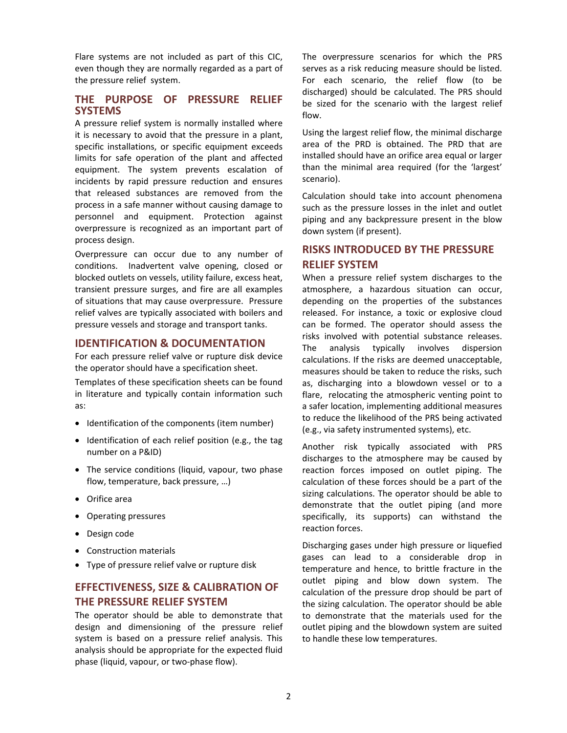Flare systems are not included as part of this CIC, even though they are normally regarded as a part of the pressure relief system.

## THE PURPOSE OF PRESSURE RELIEF SYSTEMS

A pressure relief system is normally installed where it is necessary to avoid that the pressure in a plant, specific installations, or specific equipment exceeds limits for safe operation of the plant and affected equipment. The system prevents escalation of incidents by rapid pressure reduction and ensures that released substances are removed from the process in a safe manner without causing damage to personnel and equipment. Protection against overpressure is recognized as an important part of process design.

Overpressure can occur due to any number of conditions. Inadvertent valve opening, closed or blocked outlets on vessels, utility failure, excess heat, transient pressure surges, and fire are all examples of situations that may cause overpressure. Pressure relief valves are typically associated with boilers and pressure vessels and storage and transport tanks.

## IDENTIFICATION & DOCUMENTATION

For each pressure relief valve or rupture disk device the operator should have a specification sheet.

Templates of these specification sheets can be found in literature and typically contain information such as:

- Identification of the components (item number)
- Identification of each relief position (e.g., the tag number on a P&ID)
- The service conditions (liquid, vapour, two phase flow, temperature, back pressure, …)
- Orifice area
- Operating pressures
- Design code
- Construction materials
- Type of pressure relief valve or rupture disk

## EFFECTIVENESS, SIZE & CALIBRATION OF THE PRESSURE RELIEF SYSTEM

The operator should be able to demonstrate that design and dimensioning of the pressure relief system is based on a pressure relief analysis. This analysis should be appropriate for the expected fluid phase (liquid, vapour, or two-phase flow).

The overpressure scenarios for which the PRS serves as a risk reducing measure should be listed. For each scenario, the relief flow (to be discharged) should be calculated. The PRS should be sized for the scenario with the largest relief flow.

Using the largest relief flow, the minimal discharge area of the PRD is obtained. The PRD that are installed should have an orifice area equal or larger than the minimal area required (for the 'largest' scenario).

Calculation should take into account phenomena such as the pressure losses in the inlet and outlet piping and any backpressure present in the blow down system (if present).

## RISKS INTRODUCED BY THE PRESSURE RELIEF SYSTEM

When a pressure relief system discharges to the atmosphere, a hazardous situation can occur, depending on the properties of the substances released. For instance, a toxic or explosive cloud can be formed. The operator should assess the risks involved with potential substance releases. The analysis typically involves dispersion calculations. If the risks are deemed unacceptable, measures should be taken to reduce the risks, such as, discharging into a blowdown vessel or to a flare, relocating the atmospheric venting point to a safer location, implementing additional measures to reduce the likelihood of the PRS being activated (e.g., via safety instrumented systems), etc.

Another risk typically associated with PRS discharges to the atmosphere may be caused by reaction forces imposed on outlet piping. The calculation of these forces should be a part of the sizing calculations. The operator should be able to demonstrate that the outlet piping (and more specifically, its supports) can withstand the reaction forces.

Discharging gases under high pressure or liquefied gases can lead to a considerable drop in temperature and hence, to brittle fracture in the outlet piping and blow down system. The calculation of the pressure drop should be part of the sizing calculation. The operator should be able to demonstrate that the materials used for the outlet piping and the blowdown system are suited to handle these low temperatures.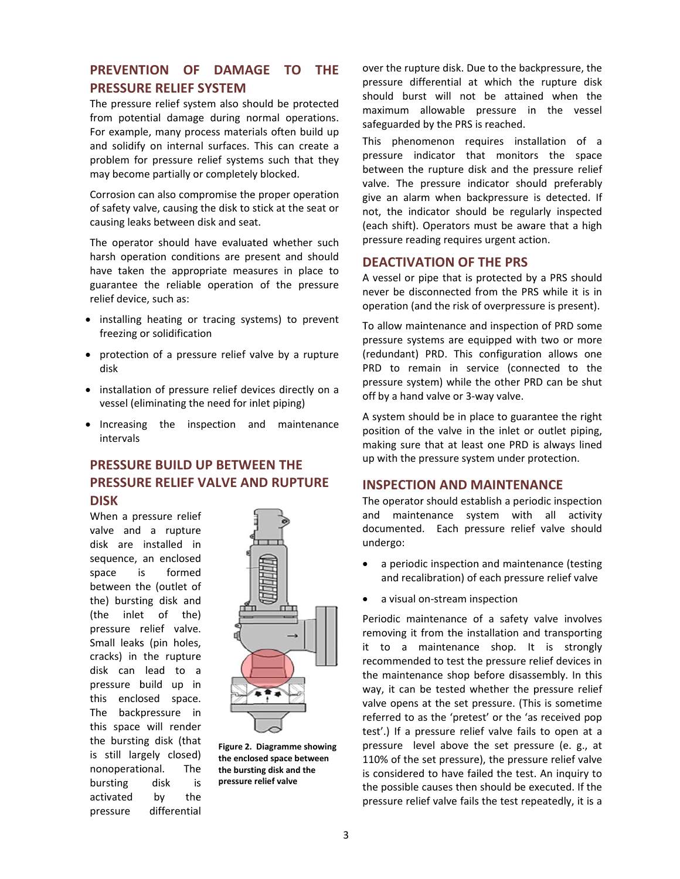## PREVENTION OF DAMAGE TO THE PRESSURE RELIEF SYSTEM

The pressure relief system also should be protected from potential damage during normal operations. For example, many process materials often build up and solidify on internal surfaces. This can create a problem for pressure relief systems such that they may become partially or completely blocked.

Corrosion can also compromise the proper operation of safety valve, causing the disk to stick at the seat or causing leaks between disk and seat.

The operator should have evaluated whether such harsh operation conditions are present and should have taken the appropriate measures in place to guarantee the reliable operation of the pressure relief device, such as:

- installing heating or tracing systems) to prevent freezing or solidification
- protection of a pressure relief valve by a rupture disk
- installation of pressure relief devices directly on a vessel (eliminating the need for inlet piping)
- Increasing the inspection and maintenance intervals

## PRESSURE BUILD UP BETWEEN THE PRESSURE RELIEF VALVE AND RUPTURE DISK

When a pressure relief valve and a rupture disk are installed in sequence, an enclosed space is formed between the (outlet of the) bursting disk and (the inlet of the) pressure relief valve. Small leaks (pin holes, cracks) in the rupture disk can lead to a pressure build up in this enclosed space. The backpressure in this space will render the bursting disk (that is still largely closed) nonoperational. The bursting disk is activated by the pressure differential over the rupture disk. Due to the backpressure, the pressure differential at which the rupture disk should burst will not be attained when the maximum allowable pressure in the vessel safeguarded by the PRS is reached.

**Figure 2. Diagramme showing the enclosed space between the bursting disk and the pressure relief valve**

This phenomenon requires installation of a pressure indicator that monitors the space between the rupture disk and the pressure relief valve. The pressure indicator should preferably give an alarm when backpressure is detected. If not, the indicator should be regularly inspected (each shift). Operators must be aware that a high pressure reading requires urgent action.

## DEACTIVATION OF THE PRS

A vessel or pipe that is protected by a PRS should never be disconnected from the PRS while it is in operation (and the risk of overpressure is present).

To allow maintenance and inspection of PRD some pressure systems are equipped with two or more (redundant) PRD. This configuration allows one PRD to remain in service (connected to the pressure system) while the other PRD can be shut off by a hand valve or 3-way valve.

A system should be in place to guarantee the right position of the valve in the inlet or outlet piping, making sure that at least one PRD is always lined up with the pressure system under protection.

## INSPECTION AND MAINTENANCE

The operator should establish a periodic inspection and maintenance system with all activity documented. Each pressure relief valve should undergo:

- a periodic inspection and maintenance (testing and recalibration) of each pressure relief valve
- a visual on-stream inspection

Periodic maintenance of a safety valve involves removing it from the installation and transporting it to a maintenance shop. It is strongly recommended to test the pressure relief devices in the maintenance shop before disassembly. In this way, it can be tested whether the pressure relief valve opens at the set pressure. (This is sometime referred to as the 'pretest' or the 'as received pop test'.) If a pressure relief valve fails to open at a pressure level above the set pressure (e. g., at 110% of the set pressure), the pressure relief valve is considered to have failed the test. An inquiry to the possible causes then should be executed. If the pressure relief valve fails the test repeatedly, it is a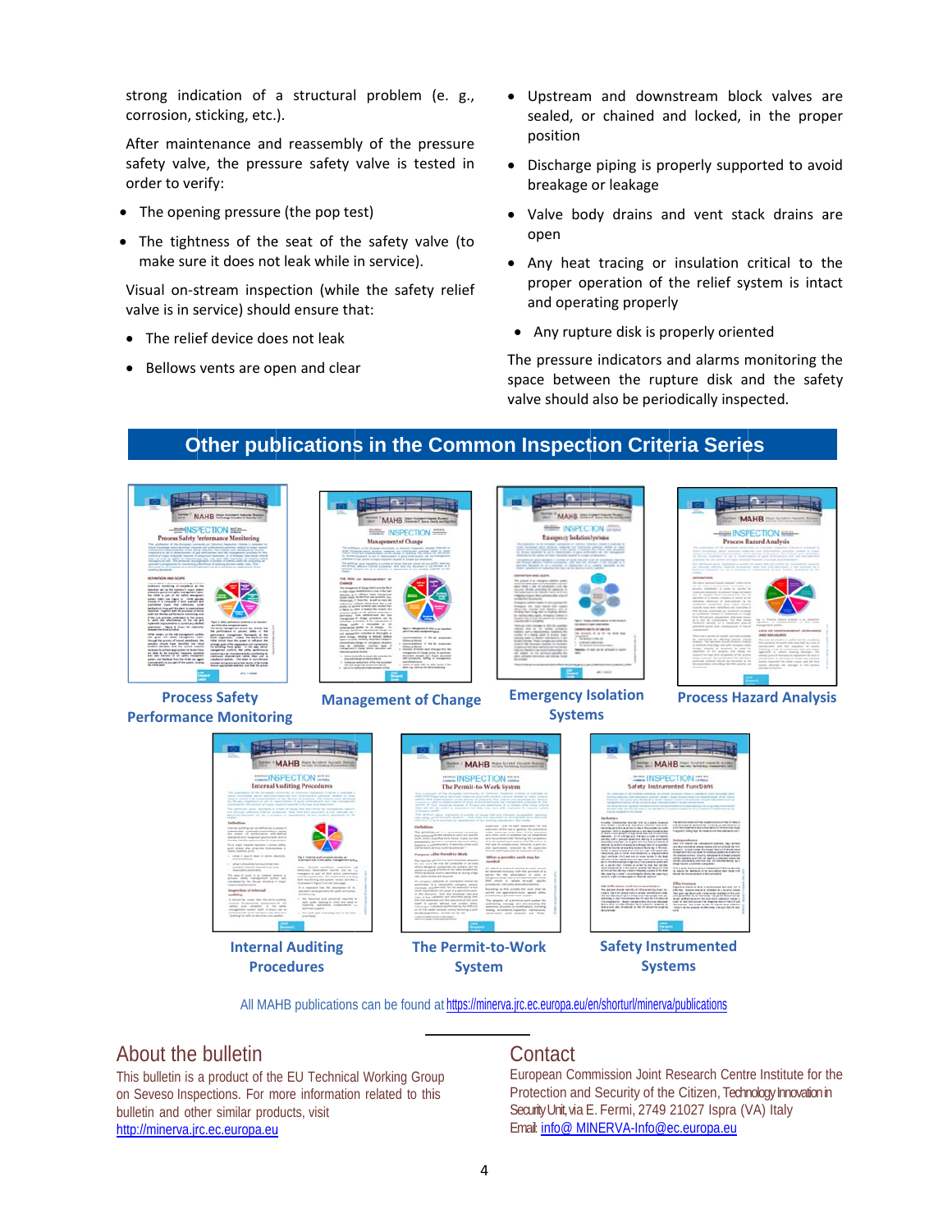strong indication of a structural problem (e. g., corrosion, sticking, etc.).

After maintenance and reassembly of the pressure safety valve, the pressure safety valve is tested in order to verify:

- The opening pressure (the pop test)
- The tightness of the seat of the safety valve (to make sure it does not leak while in service).

Visual on-stream inspection (while the safety relief valve is in service) should ensure that:

- The relief device does not leak
- Bellows vents are open and clear
- Upstream and downstream block valves are sealed, or chained and locked, in the proper position
- Discharge piping is properly supported to avoid breakage or leakage
- Valve body drains and vent stack drains are open
- Any heat tracing or insulation critical to the proper operation of the relief system is intact and operating properly
- Any rupture disk is properly oriented

The pressure indicators and alarms monitoring the space between the rupture disk and the safety valve should also be periodically inspected.

## Other publications in the Common Inspection Criteria Series

Process Safety Performance Monitoring

Management of Change

Emergency Isolation Systems

Process Hazard Analysis

Internal Auditing Procedures

The Permit-to-Work System

Safety Instrumented Systems

All MAHB publications can be found at https://minerva.jrc.ec.europa.eu/en/shorturl/minerva/publications

## About the bulletin

This bulletin is a product of the EU Technical Working Group on Seveso Inspections. For more information related to this bulletin and other similar products, visit http://minerva.jrc.ec.europa.eu

## Contact

European Commission Joint Research Centre Institute for the Protection and Security of the Citizen, Technology Innovation in Security Unit, via E. Fermi, 2749 21027 Ispra (VA) Italy

Email: info@ MINERVA-Info@ec.europa.eu